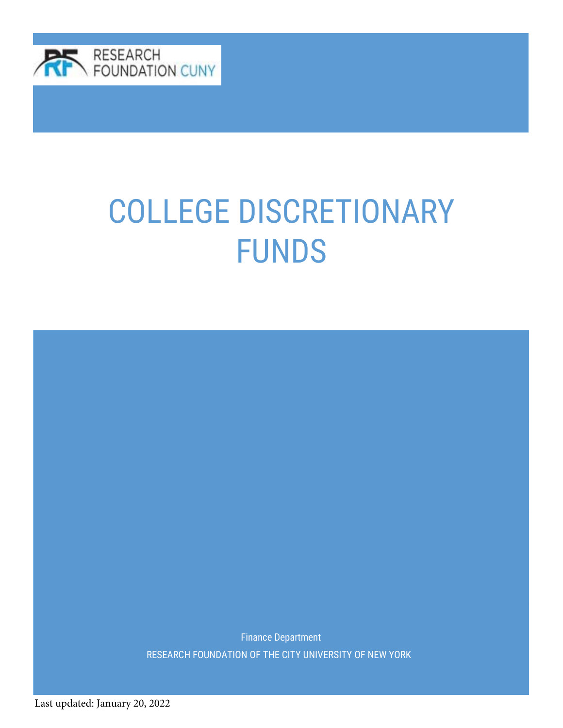RESEARCH FOUNDATION CUNY

# COLLEGE DISCRETIONARY FUNDS

Finance Department

RESEARCH FOUNDATION OF THE CITY UNIVERSITY OF NEW YORK

Last updated: January 20, 2022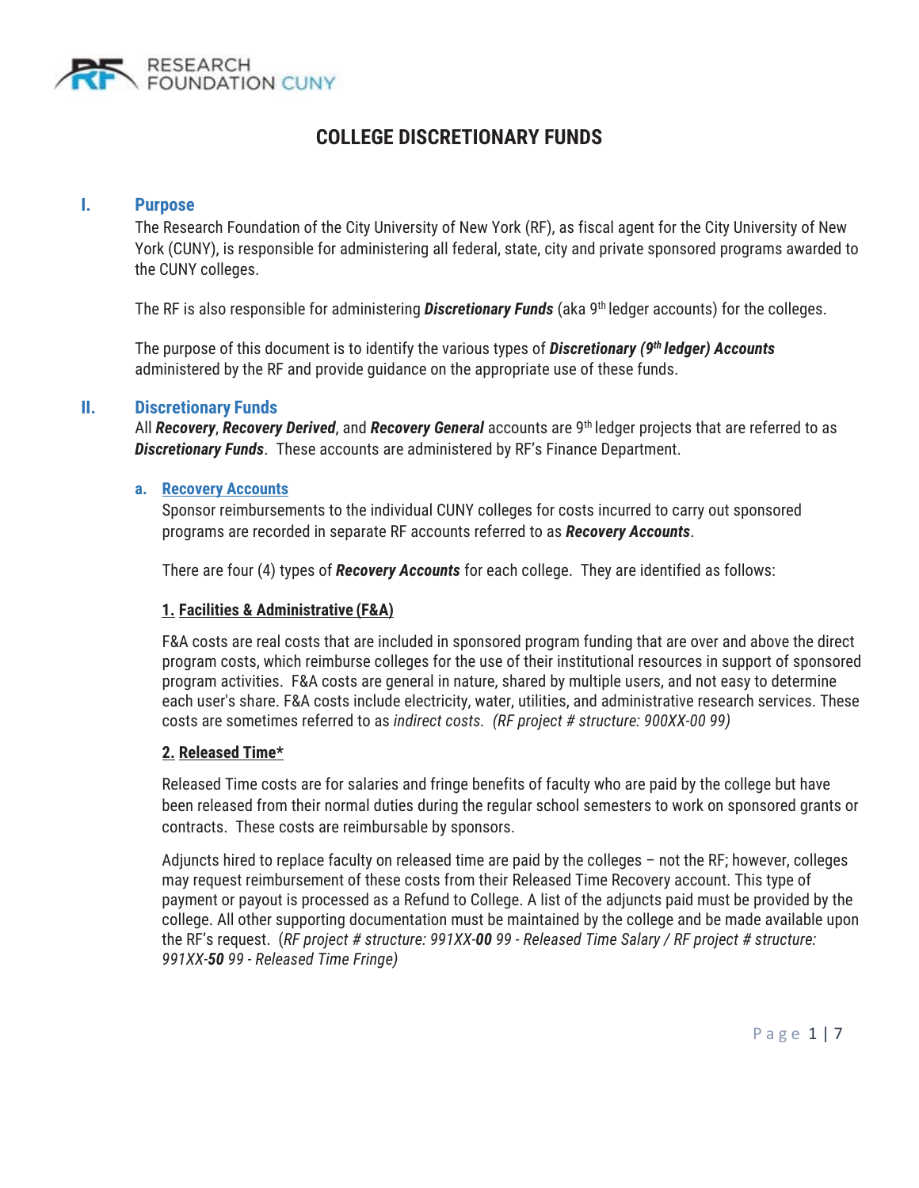# COLLEGE DISCRETIONARY FUNDS

## I. Purpose

The Research Foundation of the City University of New York (RF), as fiscal agent for the City University of New York (CUNY), is responsible for administering all federal, state, city and private sponsored programs awarded to the CUNY colleges.

The RF is also responsible for administering ***Discretionary Funds*** (aka 9th ledger accounts) for the colleges.

The purpose of this document is to identify the various types of ***Discretionary (9th ledger) Accounts*** administered by the RF and provide guidance on the appropriate use of these funds.

## II. Discretionary Funds

All ***Recovery***, ***Recovery Derived***, and ***Recovery General*** accounts are 9th ledger projects that are referred to as ***Discretionary Funds***. These accounts are administered by RF's Finance Department.

### a. Recovery Accounts

Sponsor reimbursements to the individual CUNY colleges for costs incurred to carry out sponsored programs are recorded in separate RF accounts referred to as ***Recovery Accounts***.

There are four (4) types of ***Recovery Accounts*** for each college. They are identified as follows:

#### 1. Facilities & Administrative (F&A)

F&A costs are real costs that are included in sponsored program funding that are over and above the direct program costs, which reimburse colleges for the use of their institutional resources in support of sponsored program activities. F&A costs are general in nature, shared by multiple users, and not easy to determine each user's share. F&A costs include electricity, water, utilities, and administrative research services. These costs are sometimes referred to as *indirect costs. (RF project # structure: 900XX-00 99)*

#### 2. Released Time*

Released Time costs are for salaries and fringe benefits of faculty who are paid by the college but have been released from their normal duties during the regular school semesters to work on sponsored grants or contracts. These costs are reimbursable by sponsors.

Adjuncts hired to replace faculty on released time are paid by the colleges – not the RF; however, colleges may request reimbursement of these costs from their Released Time Recovery account. This type of payment or payout is processed as a Refund to College. A list of the adjuncts paid must be provided by the college. All other supporting documentation must be maintained by the college and be made available upon the RF's request. (*RF project # structure: 991XX-**00** 99 - Released Time Salary / RF project # structure: 991XX-**50** 99 - Released Time Fringe)*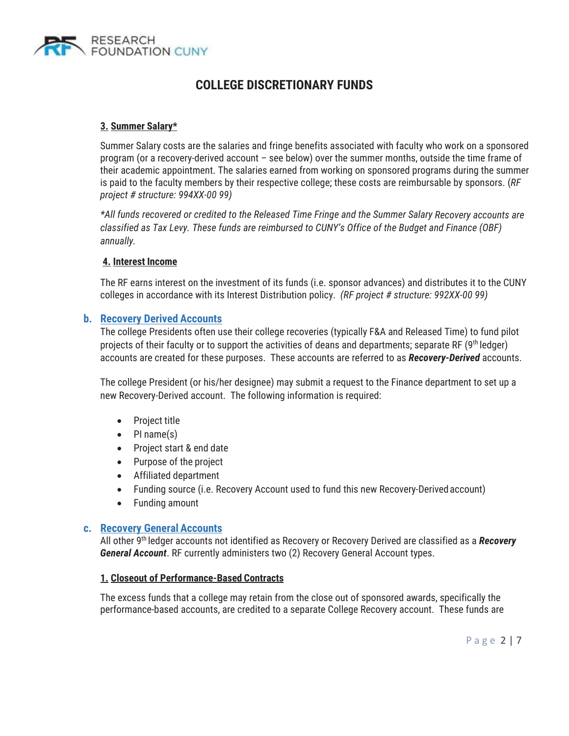# COLLEGE DISCRETIONARY FUNDS

**3. Summer Salary***

Summer Salary costs are the salaries and fringe benefits associated with faculty who work on a sponsored program (or a recovery-derived account – see below) over the summer months, outside the time frame of their academic appointment. The salaries earned from working on sponsored programs during the summer is paid to the faculty members by their respective college; these costs are reimbursable by sponsors. (*RF project # structure: 994XX-00 99)*

*\*All funds recovered or credited to the Released Time Fringe and the Summer Salary Recovery accounts are classified as Tax Levy. These funds are reimbursed to CUNY's Office of the Budget and Finance (OBF) annually.*

**4. Interest Income**

The RF earns interest on the investment of its funds (i.e. sponsor advances) and distributes it to the CUNY colleges in accordance with its Interest Distribution policy. *(RF project # structure: 992XX-00 99)*

## b. Recovery Derived Accounts

The college Presidents often use their college recoveries (typically F&A and Released Time) to fund pilot projects of their faculty or to support the activities of deans and departments; separate RF (9th ledger) accounts are created for these purposes. These accounts are referred to as ***Recovery-Derived*** accounts.

The college President (or his/her designee) may submit a request to the Finance department to set up a new Recovery-Derived account. The following information is required:

- Project title
- PI name(s)
- Project start & end date
- Purpose of the project
- Affiliated department
- Funding source (i.e. Recovery Account used to fund this new Recovery-Derived account)
- Funding amount

## c. Recovery General Accounts

All other 9th ledger accounts not identified as Recovery or Recovery Derived are classified as a ***Recovery General Account***. RF currently administers two (2) Recovery General Account types.

**1. Closeout of Performance-Based Contracts**

The excess funds that a college may retain from the close out of sponsored awards, specifically the performance-based accounts, are credited to a separate College Recovery account. These funds are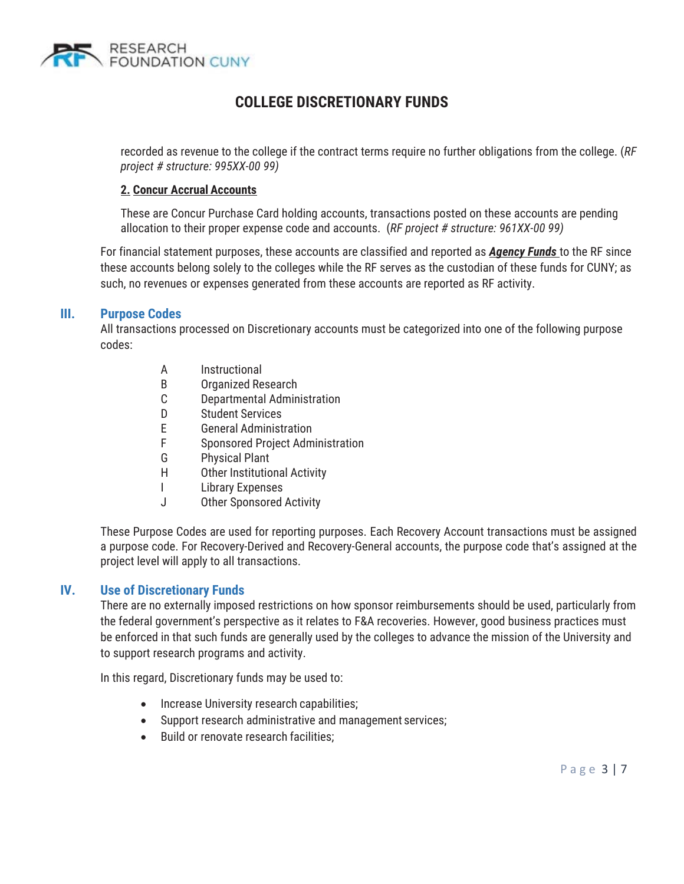recorded as revenue to the college if the contract terms require no further obligations from the college. (*RF project # structure: 995XX-00 99)*

**2. Concur Accrual Accounts**

These are Concur Purchase Card holding accounts, transactions posted on these accounts are pending allocation to their proper expense code and accounts. (*RF project # structure: 961XX-00 99)*

For financial statement purposes, these accounts are classified and reported as ***Agency Funds*** to the RF since these accounts belong solely to the colleges while the RF serves as the custodian of these funds for CUNY; as such, no revenues or expenses generated from these accounts are reported as RF activity.

## III. Purpose Codes

All transactions processed on Discretionary accounts must be categorized into one of the following purpose codes:

| | |
|---|---|
| A | Instructional |
| B | Organized Research |
| C | Departmental Administration |
| D | Student Services |
| E | General Administration |
| F | Sponsored Project Administration |
| G | Physical Plant |
| H | Other Institutional Activity |
| I | Library Expenses |
| J | Other Sponsored Activity |

These Purpose Codes are used for reporting purposes. Each Recovery Account transactions must be assigned a purpose code. For Recovery-Derived and Recovery-General accounts, the purpose code that's assigned at the project level will apply to all transactions.

## IV. Use of Discretionary Funds

There are no externally imposed restrictions on how sponsor reimbursements should be used, particularly from the federal government's perspective as it relates to F&A recoveries. However, good business practices must be enforced in that such funds are generally used by the colleges to advance the mission of the University and to support research programs and activity.

In this regard, Discretionary funds may be used to:

- Increase University research capabilities;
- Support research administrative and management services;
- Build or renovate research facilities;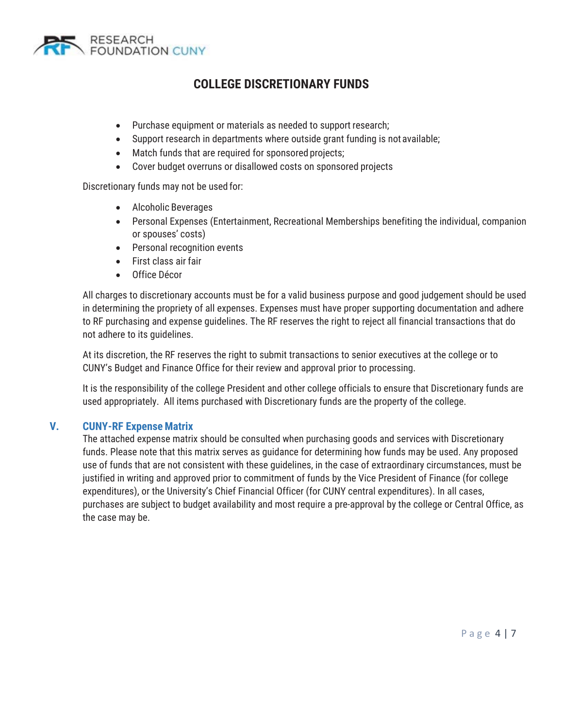- Purchase equipment or materials as needed to support research;
- Support research in departments where outside grant funding is not available;
- Match funds that are required for sponsored projects;
- Cover budget overruns or disallowed costs on sponsored projects

Discretionary funds may not be used for:

- Alcoholic Beverages
- Personal Expenses (Entertainment, Recreational Memberships benefiting the individual, companion or spouses' costs)
- Personal recognition events
- First class air fair
- Office Décor

All charges to discretionary accounts must be for a valid business purpose and good judgement should be used in determining the propriety of all expenses. Expenses must have proper supporting documentation and adhere to RF purchasing and expense guidelines. The RF reserves the right to reject all financial transactions that do not adhere to its guidelines.

At its discretion, the RF reserves the right to submit transactions to senior executives at the college or to CUNY's Budget and Finance Office for their review and approval prior to processing.

It is the responsibility of the college President and other college officials to ensure that Discretionary funds are used appropriately. All items purchased with Discretionary funds are the property of the college.

## V. CUNY-RF Expense Matrix

The attached expense matrix should be consulted when purchasing goods and services with Discretionary funds. Please note that this matrix serves as guidance for determining how funds may be used. Any proposed use of funds that are not consistent with these guidelines, in the case of extraordinary circumstances, must be justified in writing and approved prior to commitment of funds by the Vice President of Finance (for college expenditures), or the University's Chief Financial Officer (for CUNY central expenditures). In all cases, purchases are subject to budget availability and most require a pre-approval by the college or Central Office, as the case may be.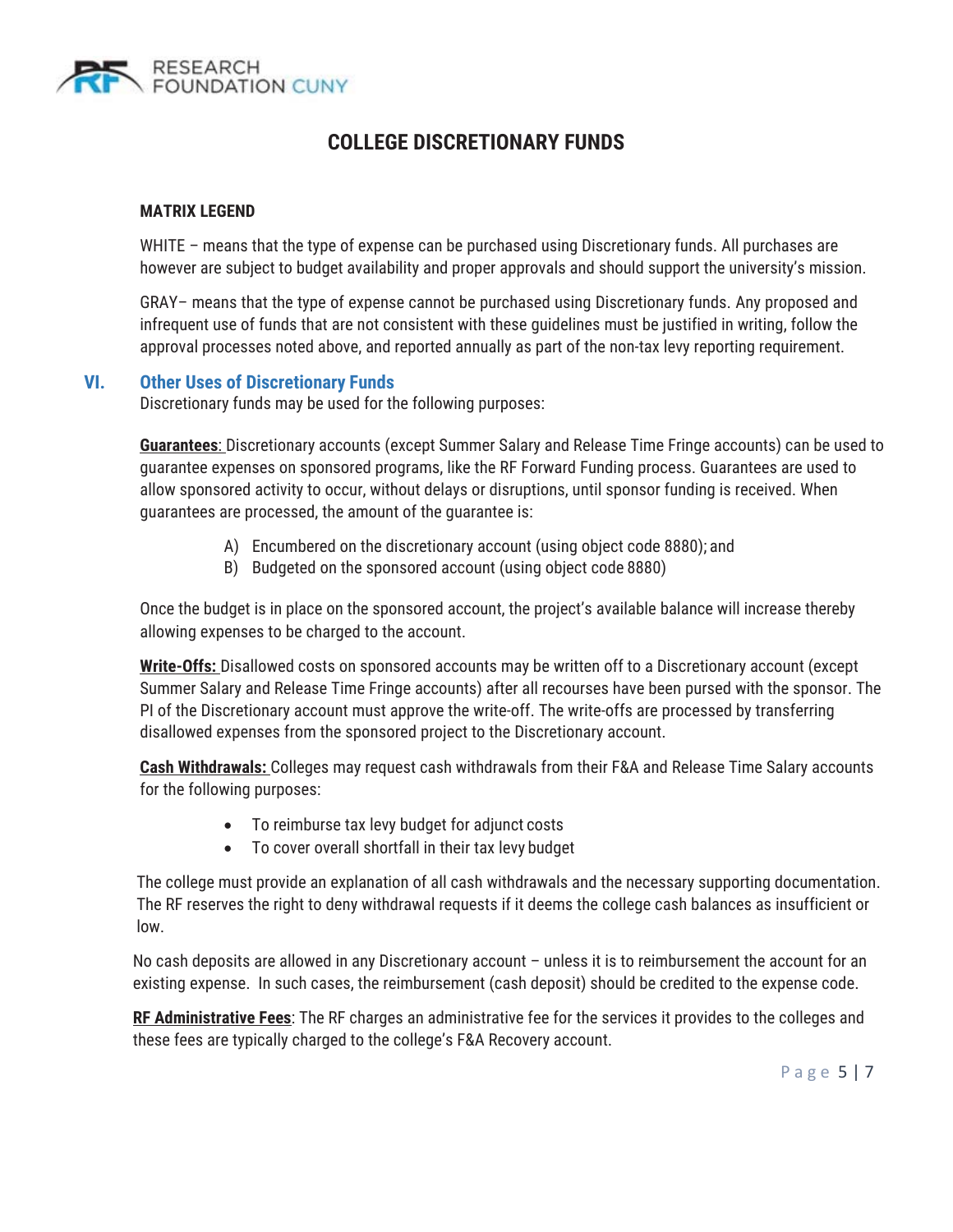# COLLEGE DISCRETIONARY FUNDS

**MATRIX LEGEND**

WHITE – means that the type of expense can be purchased using Discretionary funds. All purchases are however are subject to budget availability and proper approvals and should support the university's mission.

GRAY– means that the type of expense cannot be purchased using Discretionary funds. Any proposed and infrequent use of funds that are not consistent with these guidelines must be justified in writing, follow the approval processes noted above, and reported annually as part of the non-tax levy reporting requirement.

## VI. Other Uses of Discretionary Funds

Discretionary funds may be used for the following purposes:

**Guarantees**: Discretionary accounts (except Summer Salary and Release Time Fringe accounts) can be used to guarantee expenses on sponsored programs, like the RF Forward Funding process. Guarantees are used to allow sponsored activity to occur, without delays or disruptions, until sponsor funding is received. When guarantees are processed, the amount of the guarantee is:

A) Encumbered on the discretionary account (using object code 8880); and
B) Budgeted on the sponsored account (using object code 8880)

Once the budget is in place on the sponsored account, the project's available balance will increase thereby allowing expenses to be charged to the account.

**Write-Offs:** Disallowed costs on sponsored accounts may be written off to a Discretionary account (except Summer Salary and Release Time Fringe accounts) after all recourses have been pursed with the sponsor. The PI of the Discretionary account must approve the write-off. The write-offs are processed by transferring disallowed expenses from the sponsored project to the Discretionary account.

**Cash Withdrawals:** Colleges may request cash withdrawals from their F&A and Release Time Salary accounts for the following purposes:

- To reimburse tax levy budget for adjunct costs
- To cover overall shortfall in their tax levy budget

The college must provide an explanation of all cash withdrawals and the necessary supporting documentation. The RF reserves the right to deny withdrawal requests if it deems the college cash balances as insufficient or low.

No cash deposits are allowed in any Discretionary account – unless it is to reimbursement the account for an existing expense. In such cases, the reimbursement (cash deposit) should be credited to the expense code.

**RF Administrative Fees**: The RF charges an administrative fee for the services it provides to the colleges and these fees are typically charged to the college's F&A Recovery account.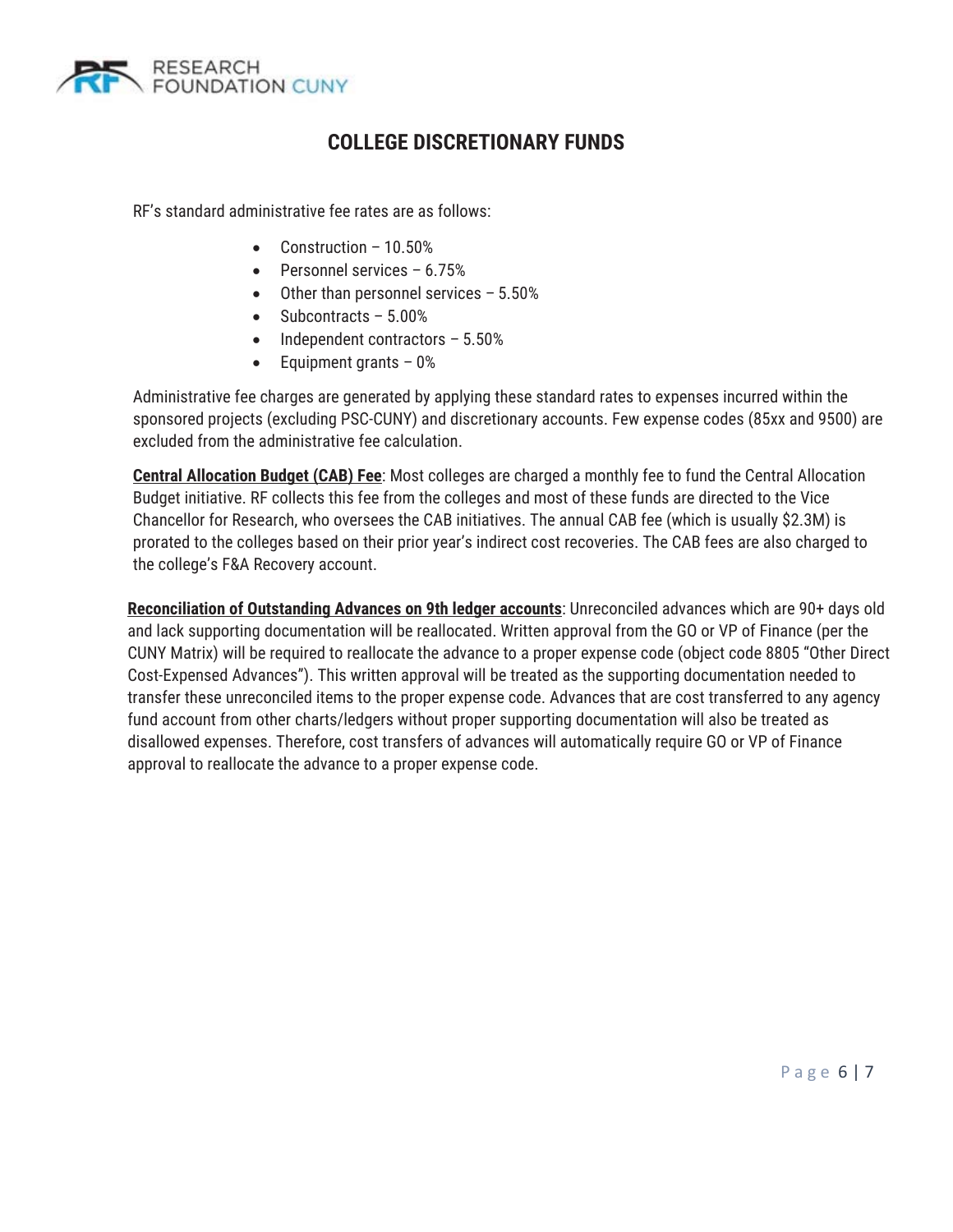# COLLEGE DISCRETIONARY FUNDS

RF's standard administrative fee rates are as follows:

- Construction – 10.50%
- Personnel services – 6.75%
- Other than personnel services – 5.50%
- Subcontracts – 5.00%
- Independent contractors – 5.50%
- Equipment grants – 0%

Administrative fee charges are generated by applying these standard rates to expenses incurred within the sponsored projects (excluding PSC-CUNY) and discretionary accounts. Few expense codes (85xx and 9500) are excluded from the administrative fee calculation.

**Central Allocation Budget (CAB) Fee**: Most colleges are charged a monthly fee to fund the Central Allocation Budget initiative. RF collects this fee from the colleges and most of these funds are directed to the Vice Chancellor for Research, who oversees the CAB initiatives. The annual CAB fee (which is usually $2.3M) is prorated to the colleges based on their prior year's indirect cost recoveries. The CAB fees are also charged to the college's F&A Recovery account.

**Reconciliation of Outstanding Advances on 9th ledger accounts**: Unreconciled advances which are 90+ days old and lack supporting documentation will be reallocated. Written approval from the GO or VP of Finance (per the CUNY Matrix) will be required to reallocate the advance to a proper expense code (object code 8805 "Other Direct Cost-Expensed Advances"). This written approval will be treated as the supporting documentation needed to transfer these unreconciled items to the proper expense code. Advances that are cost transferred to any agency fund account from other charts/ledgers without proper supporting documentation will also be treated as disallowed expenses. Therefore, cost transfers of advances will automatically require GO or VP of Finance approval to reallocate the advance to a proper expense code.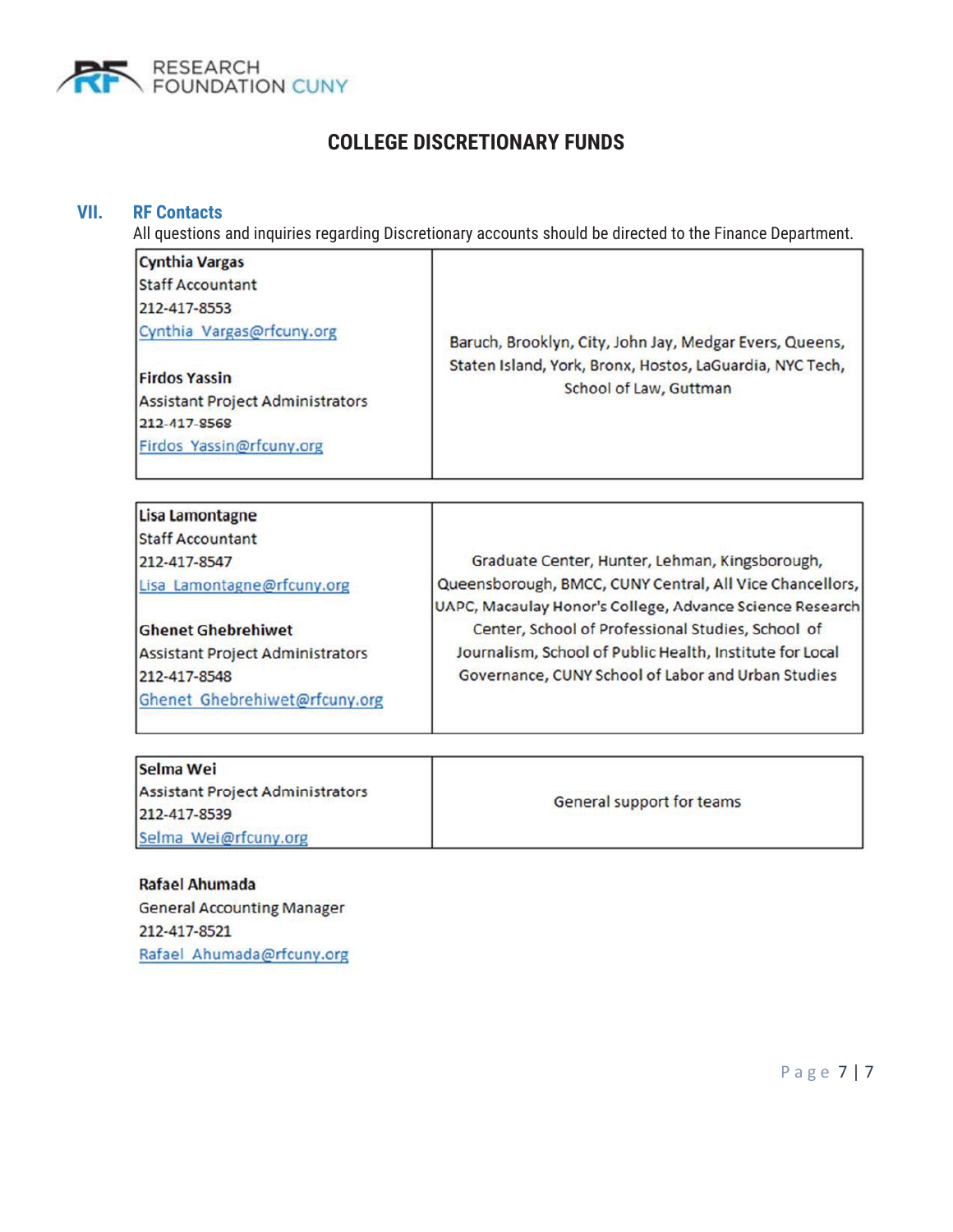# COLLEGE DISCRETIONARY FUNDS

## VII. RF Contacts

All questions and inquiries regarding Discretionary accounts should be directed to the Finance Department.

| Contact | Colleges |
|---|---|
| **Cynthia Vargas**<br>Staff Accountant<br>212-417-8553<br>Cynthia_Vargas@rfcuny.org<br><br>**Firdos Yassin**<br>Assistant Project Administrators<br>212-417-8568<br>Firdos_Yassin@rfcuny.org | Baruch, Brooklyn, City, John Jay, Medgar Evers, Queens, Staten Island, York, Bronx, Hostos, LaGuardia, NYC Tech, School of Law, Guttman |
| **Lisa Lamontagne**<br>Staff Accountant<br>212-417-8547<br>Lisa_Lamontagne@rfcuny.org<br><br>**Ghenet Ghebrehiwet**<br>Assistant Project Administrators<br>212-417-8548<br>Ghenet_Ghebrehiwet@rfcuny.org | Graduate Center, Hunter, Lehman, Kingsborough, Queensborough, BMCC, CUNY Central, All Vice Chancellors, UAPC, Macaulay Honor's College, Advance Science Research Center, School of Professional Studies, School of Journalism, School of Public Health, Institute for Local Governance, CUNY School of Labor and Urban Studies |
| **Selma Wei**<br>Assistant Project Administrators<br>212-417-8539<br>Selma_Wei@rfcuny.org | General support for teams |

**Rafael Ahumada**
General Accounting Manager
212-417-8521
Rafael_Ahumada@rfcuny.org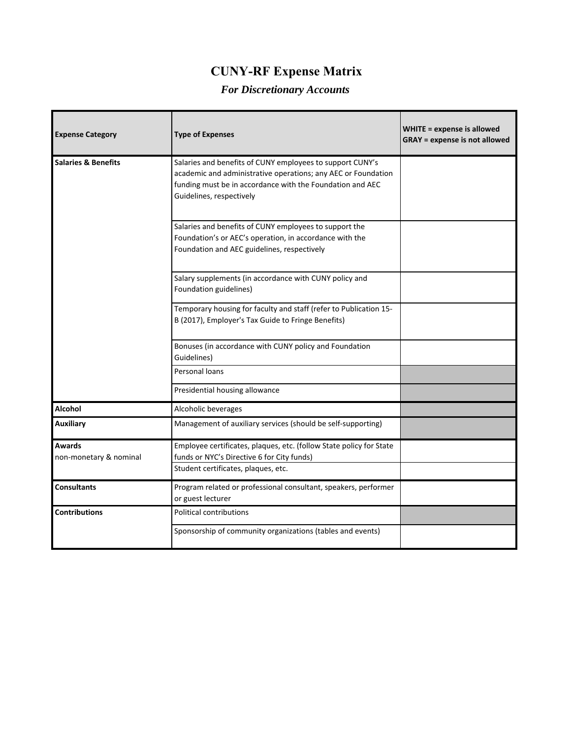# CUNY-RF Expense Matrix

## *For Discretionary Accounts*

| Expense Category | Type of Expenses | WHITE = expense is allowed<br>GRAY = expense is not allowed |
|---|---|---|
| **Salaries & Benefits** | Salaries and benefits of CUNY employees to support CUNY's academic and administrative operations; any AEC or Foundation funding must be in accordance with the Foundation and AEC Guidelines, respectively | WHITE |
| | Salaries and benefits of CUNY employees to support the Foundation's or AEC's operation, in accordance with the Foundation and AEC guidelines, respectively | WHITE |
| | Salary supplements (in accordance with CUNY policy and Foundation guidelines) | WHITE |
| | Temporary housing for faculty and staff (refer to Publication 15-B (2017), Employer's Tax Guide to Fringe Benefits) | WHITE |
| | Bonuses (in accordance with CUNY policy and Foundation Guidelines) | WHITE |
| | Personal loans | GRAY |
| | Presidential housing allowance | GRAY |
| **Alcohol** | Alcoholic beverages | GRAY |
| **Auxiliary** | Management of auxiliary services (should be self-supporting) | GRAY |
| **Awards**<br>non-monetary & nominal | Employee certificates, plaques, etc. (follow State policy for State funds or NYC's Directive 6 for City funds) | WHITE |
| | Student certificates, plaques, etc. | WHITE |
| **Consultants** | Program related or professional consultant, speakers, performer or guest lecturer | WHITE |
| **Contributions** | Political contributions | GRAY |
| | Sponsorship of community organizations (tables and events) | WHITE |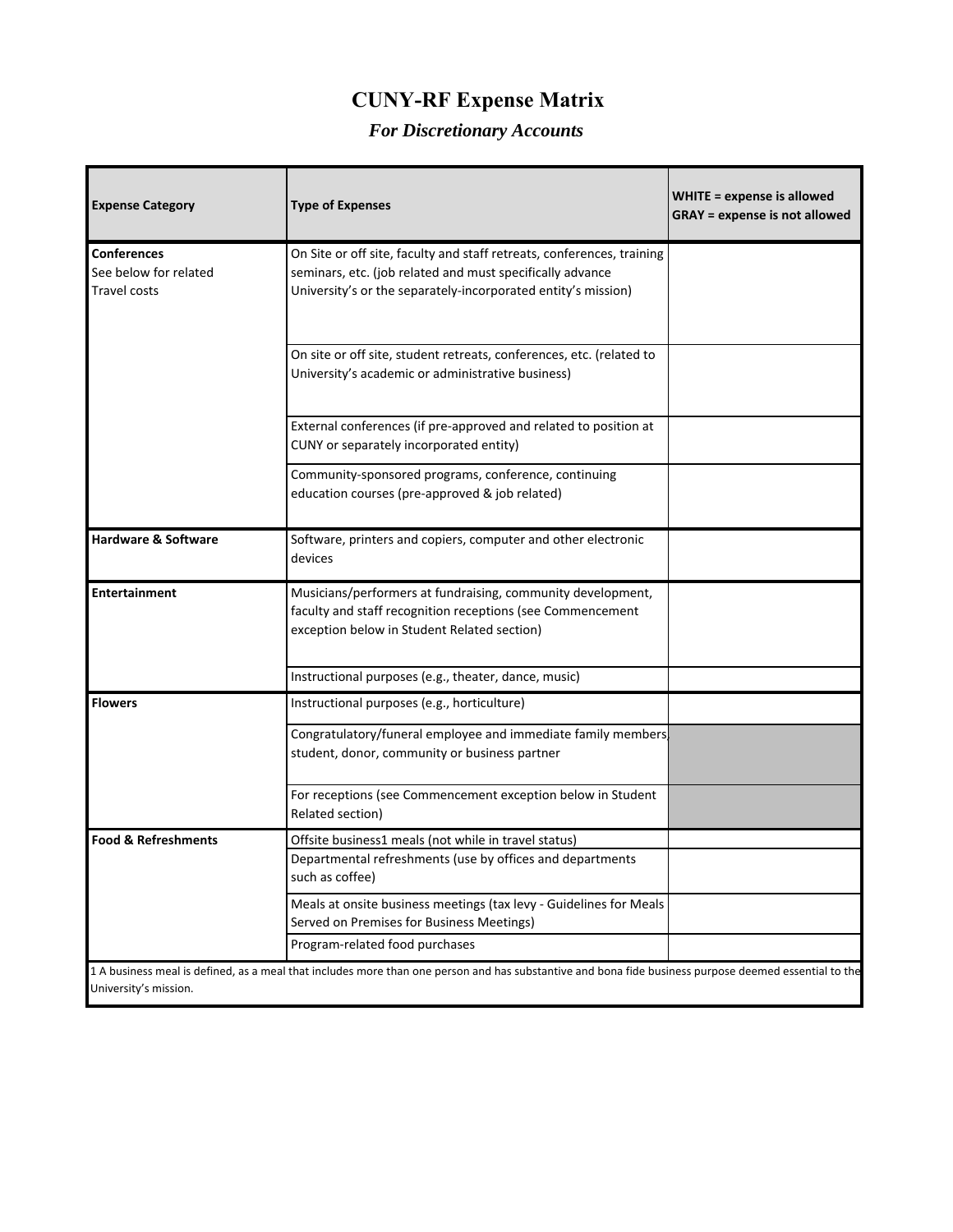# CUNY-RF Expense Matrix

## *For Discretionary Accounts*

| Expense Category | Type of Expenses | WHITE = expense is allowed<br>GRAY = expense is not allowed |
|---|---|---|
| **Conferences**<br>See below for related Travel costs | On Site or off site, faculty and staff retreats, conferences, training seminars, etc. (job related and must specifically advance University's or the separately-incorporated entity's mission) | |
| | On site or off site, student retreats, conferences, etc. (related to University's academic or administrative business) | |
| | External conferences (if pre-approved and related to position at CUNY or separately incorporated entity) | |
| | Community-sponsored programs, conference, continuing education courses (pre-approved & job related) | |
| **Hardware & Software** | Software, printers and copiers, computer and other electronic devices | |
| **Entertainment** | Musicians/performers at fundraising, community development, faculty and staff recognition receptions (see Commencement exception below in Student Related section) | |
| | Instructional purposes (e.g., theater, dance, music) | |
| **Flowers** | Instructional purposes (e.g., horticulture) | |
| | Congratulatory/funeral employee and immediate family members, student, donor, community or business partner | |
| | For receptions (see Commencement exception below in Student Related section) | |
| **Food & Refreshments** | Offsite business[1] meals (not while in travel status) | |
| | Departmental refreshments (use by offices and departments such as coffee) | |
| | Meals at onsite business meetings (tax levy - Guidelines for Meals Served on Premises for Business Meetings) | |
| | Program-related food purchases | |

[1] A business meal is defined, as a meal that includes more than one person and has substantive and bona fide business purpose deemed essential to the University's mission.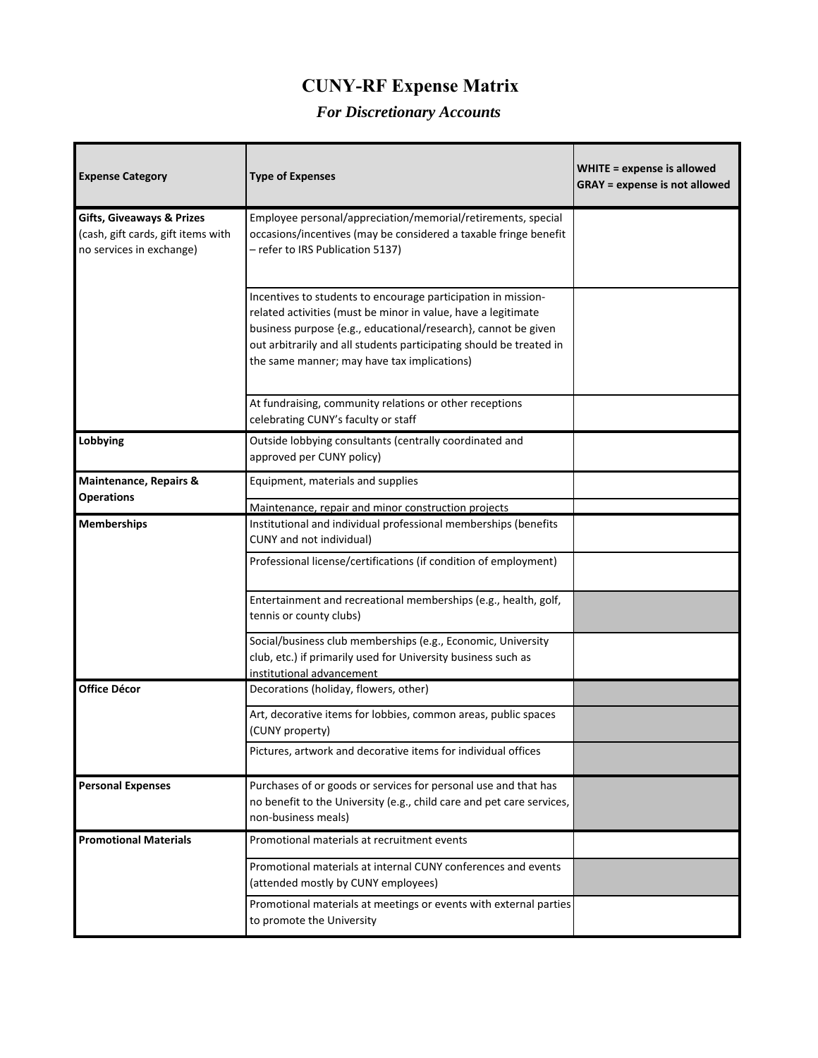# CUNY-RF Expense Matrix

## *For Discretionary Accounts*

| Expense Category | Type of Expenses | **WHITE = expense is allowed** **GRAY = expense is not allowed** |
|---|---|---|
| **Gifts, Giveaways & Prizes** (cash, gift cards, gift items with no services in exchange) | Employee personal/appreciation/memorial/retirements, special occasions/incentives (may be considered a taxable fringe benefit – refer to IRS Publication 5137) | WHITE |
| | Incentives to students to encourage participation in mission-related activities (must be minor in value, have a legitimate business purpose {e.g., educational/research}, cannot be given out arbitrarily and all students participating should be treated in the same manner; may have tax implications) | WHITE |
| | At fundraising, community relations or other receptions celebrating CUNY's faculty or staff | WHITE |
| **Lobbying** | Outside lobbying consultants (centrally coordinated and approved per CUNY policy) | WHITE |
| **Maintenance, Repairs & Operations** | Equipment, materials and supplies | WHITE |
| | Maintenance, repair and minor construction projects | WHITE |
| **Memberships** | Institutional and individual professional memberships (benefits CUNY and not individual) | WHITE |
| | Professional license/certifications (if condition of employment) | WHITE |
| | Entertainment and recreational memberships (e.g., health, golf, tennis or county clubs) | GRAY |
| | Social/business club memberships (e.g., Economic, University club, etc.) if primarily used for University business such as institutional advancement | WHITE |
| **Office Décor** | Decorations (holiday, flowers, other) | GRAY |
| | Art, decorative items for lobbies, common areas, public spaces (CUNY property) | GRAY |
| | Pictures, artwork and decorative items for individual offices | GRAY |
| **Personal Expenses** | Purchases of or goods or services for personal use and that has no benefit to the University (e.g., child care and pet care services, non-business meals) | GRAY |
| **Promotional Materials** | Promotional materials at recruitment events | WHITE |
| | Promotional materials at internal CUNY conferences and events (attended mostly by CUNY employees) | GRAY |
| | Promotional materials at meetings or events with external parties to promote the University | WHITE |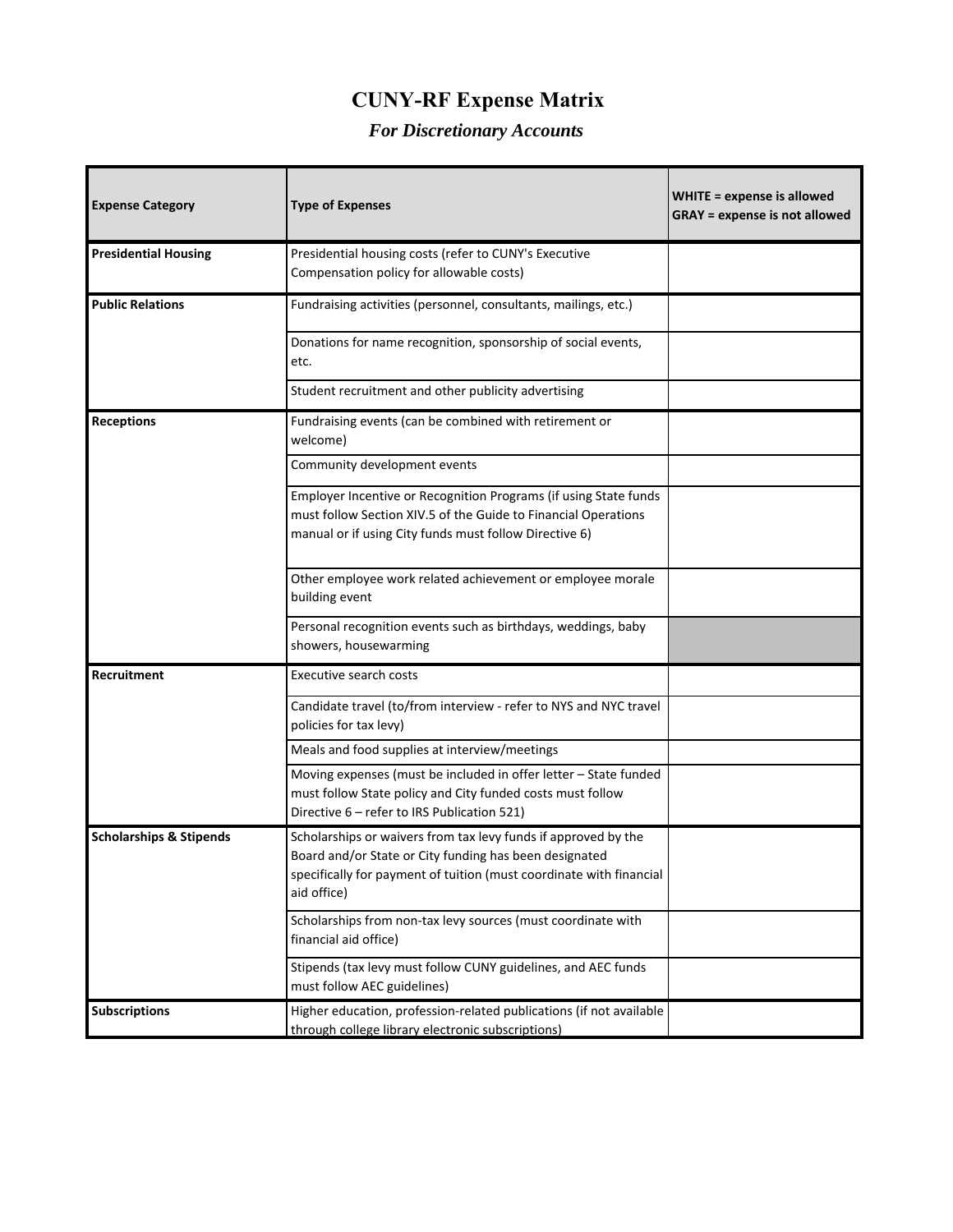# CUNY-RF Expense Matrix

## *For Discretionary Accounts*

| Expense Category | Type of Expenses | WHITE = expense is allowed GRAY = expense is not allowed |
|---|---|---|
| **Presidential Housing** | Presidential housing costs (refer to CUNY's Executive Compensation policy for allowable costs) | |
| **Public Relations** | Fundraising activities (personnel, consultants, mailings, etc.) | |
| | Donations for name recognition, sponsorship of social events, etc. | |
| | Student recruitment and other publicity advertising | |
| **Receptions** | Fundraising events (can be combined with retirement or welcome) | |
| | Community development events | |
| | Employer Incentive or Recognition Programs (if using State funds must follow Section XIV.5 of the Guide to Financial Operations manual or if using City funds must follow Directive 6) | |
| | Other employee work related achievement or employee morale building event | |
| | Personal recognition events such as birthdays, weddings, baby showers, housewarming | |
| **Recruitment** | Executive search costs | |
| | Candidate travel (to/from interview - refer to NYS and NYC travel policies for tax levy) | |
| | Meals and food supplies at interview/meetings | |
| | Moving expenses (must be included in offer letter – State funded must follow State policy and City funded costs must follow Directive 6 – refer to IRS Publication 521) | |
| **Scholarships & Stipends** | Scholarships or waivers from tax levy funds if approved by the Board and/or State or City funding has been designated specifically for payment of tuition (must coordinate with financial aid office) | |
| | Scholarships from non-tax levy sources (must coordinate with financial aid office) | |
| | Stipends (tax levy must follow CUNY guidelines, and AEC funds must follow AEC guidelines) | |
| **Subscriptions** | Higher education, profession-related publications (if not available through college library electronic subscriptions) | |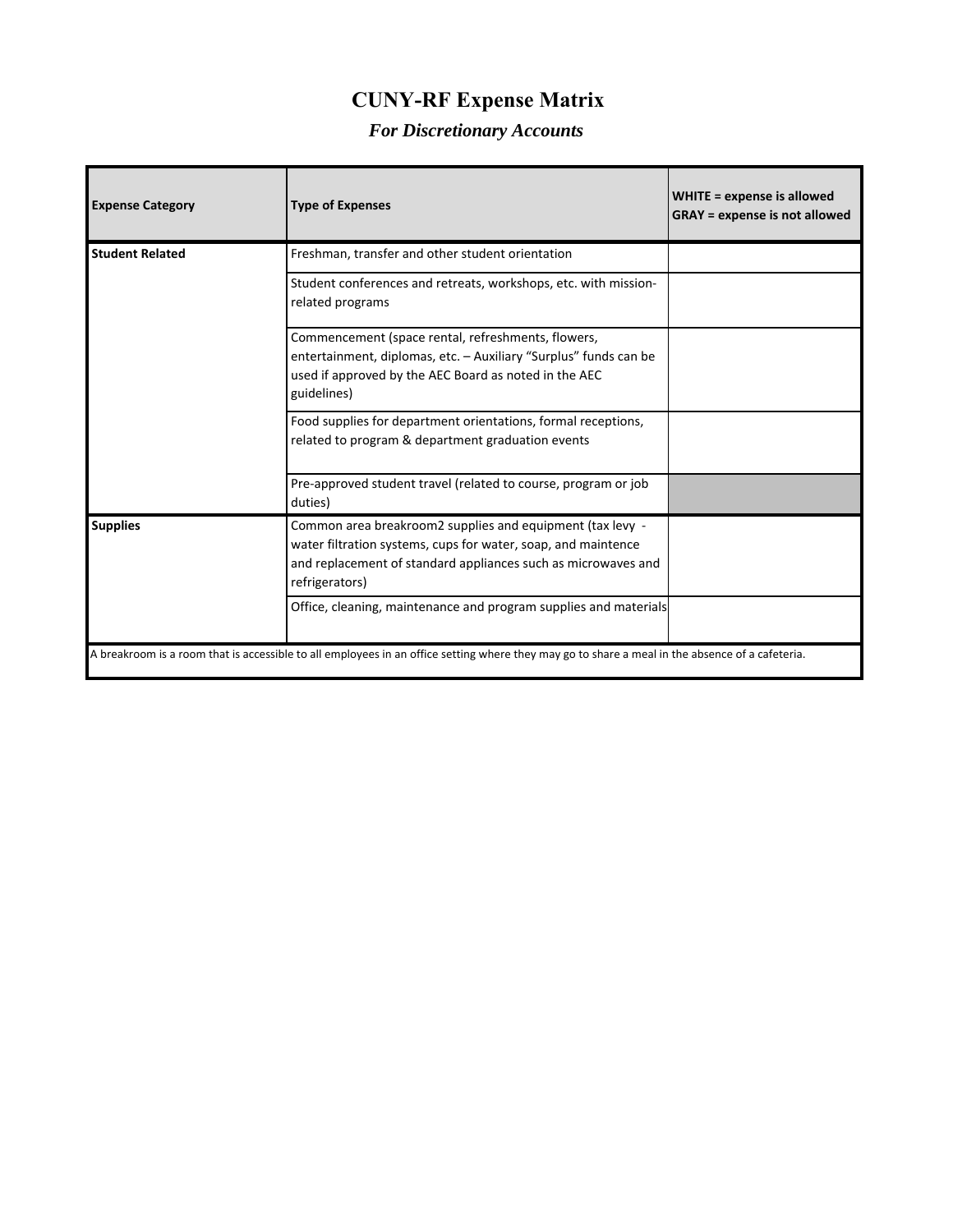# CUNY-RF Expense Matrix

## *For Discretionary Accounts*

| Expense Category | Type of Expenses | WHITE = expense is allowed<br>GRAY = expense is not allowed |
|---|---|---|
| **Student Related** | Freshman, transfer and other student orientation | |
| | Student conferences and retreats, workshops, etc. with mission-related programs | |
| | Commencement (space rental, refreshments, flowers, entertainment, diplomas, etc. – Auxiliary "Surplus" funds can be used if approved by the AEC Board as noted in the AEC guidelines) | |
| | Food supplies for department orientations, formal receptions, related to program & department graduation events | |
| | Pre-approved student travel (related to course, program or job duties) | |
| **Supplies** | Common area breakroom2 supplies and equipment (tax levy - water filtration systems, cups for water, soap, and maintence and replacement of standard appliances such as microwaves and refrigerators) | |
| | Office, cleaning, maintenance and program supplies and materials | |

A breakroom is a room that is accessible to all employees in an office setting where they may go to share a meal in the absence of a cafeteria.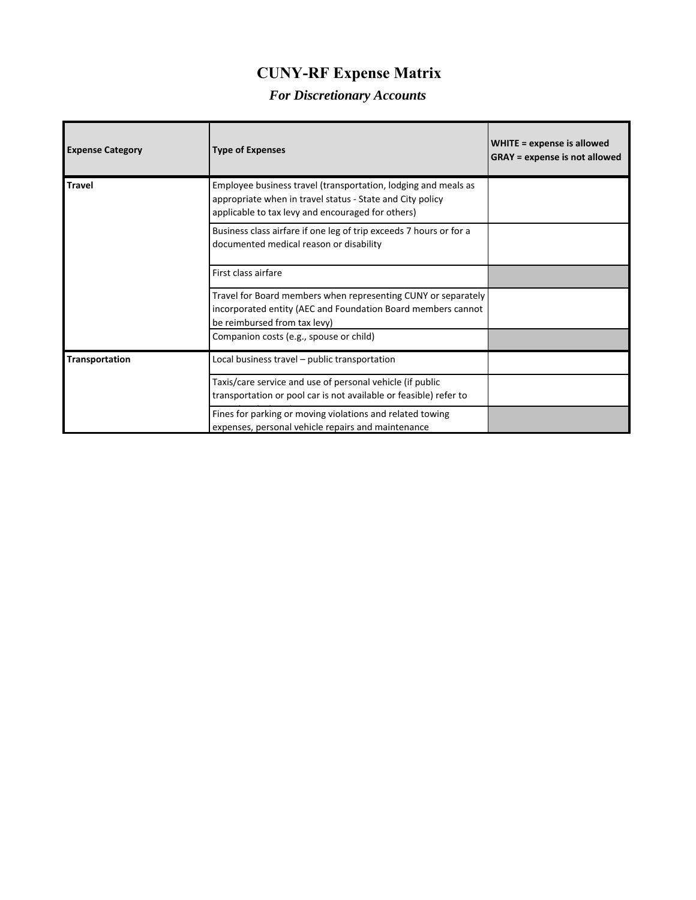# CUNY-RF Expense Matrix

## *For Discretionary Accounts*

| Expense Category | Type of Expenses | WHITE = expense is allowed GRAY = expense is not allowed |
|---|---|---|
| Travel | Employee business travel (transportation, lodging and meals as appropriate when in travel status - State and City policy applicable to tax levy and encouraged for others) | |
| | Business class airfare if one leg of trip exceeds 7 hours or for a documented medical reason or disability | |
| | First class airfare | |
| | Travel for Board members when representing CUNY or separately incorporated entity (AEC and Foundation Board members cannot be reimbursed from tax levy) | |
| | Companion costs (e.g., spouse or child) | |
| Transportation | Local business travel – public transportation | |
| | Taxis/care service and use of personal vehicle (if public transportation or pool car is not available or feasible) refer to | |
| | Fines for parking or moving violations and related towing expenses, personal vehicle repairs and maintenance | |